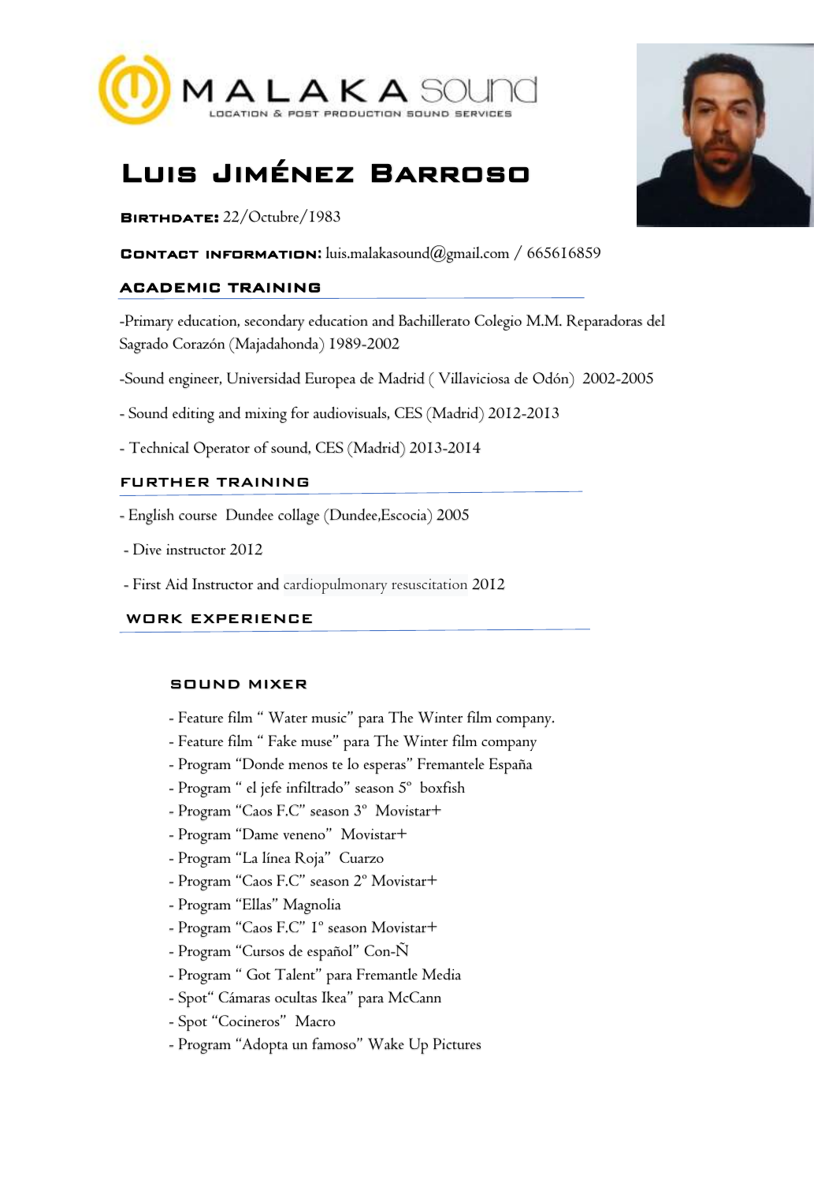MALAKA sound
LOCATION & POST PRODUCTION SOUND SERVICES

# Luis Jiménez Barroso

**Birthdate:** 22/Octubre/1983

**Contact information:** luis.malakasound@gmail.com / 665616859

## ACADEMIC TRAINING

-Primary education, secondary education and Bachillerato Colegio M.M. Reparadoras del Sagrado Corazón (Majadahonda) 1989-2002

-Sound engineer, Universidad Europea de Madrid ( Villaviciosa de Odón) 2002-2005

- Sound editing and mixing for audiovisuals, CES (Madrid) 2012-2013

- Technical Operator of sound, CES (Madrid) 2013-2014

## FURTHER TRAINING

- English course Dundee collage (Dundee,Escocia) 2005

- Dive instructor 2012

- First Aid Instructor and cardiopulmonary resuscitation 2012

## WORK EXPERIENCE

### SOUND MIXER

- Feature film " Water music" para The Winter film company.
- Feature film " Fake muse" para The Winter film company
- Program "Donde menos te lo esperas" Fremantele España
- Program " el jefe infiltrado" season 5º boxfish
- Program "Caos F.C" season 3º Movistar+
- Program "Dame veneno" Movistar+
- Program "La línea Roja" Cuarzo
- Program "Caos F.C" season 2º Movistar+
- Program "Ellas" Magnolia
- Program "Caos F.C" 1º season Movistar+
- Program "Cursos de español" Con-Ñ
- Program " Got Talent" para Fremantle Media
- Spot" Cámaras ocultas Ikea" para McCann
- Spot "Cocineros" Macro
- Program "Adopta un famoso" Wake Up Pictures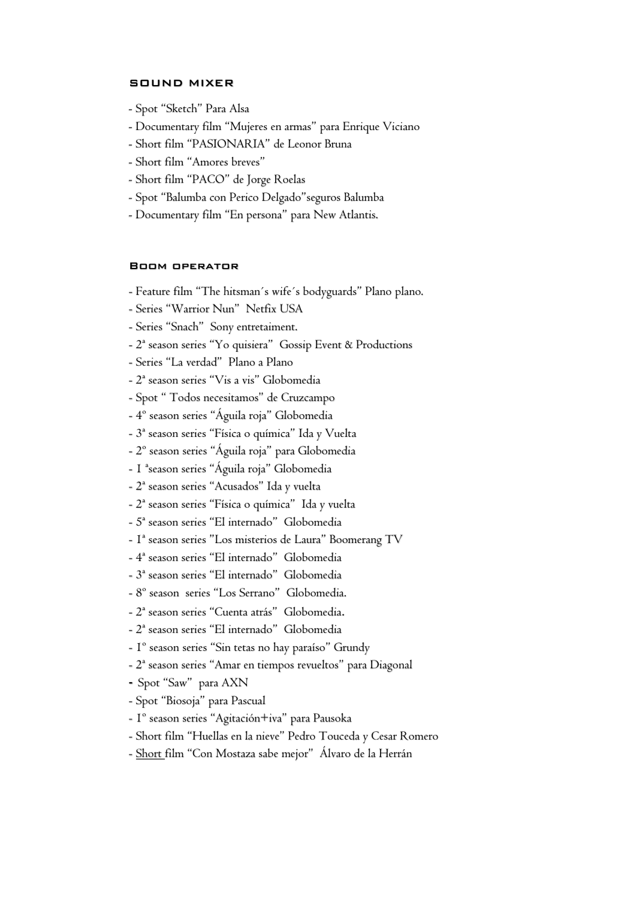## SOUND MIXER

- Spot "Sketch" Para Alsa
- Documentary film "Mujeres en armas" para Enrique Viciano
- Short film "PASIONARIA" de Leonor Bruna
- Short film "Amores breves"
- Short film "PACO" de Jorge Roelas
- Spot "Balumba con Perico Delgado"seguros Balumba
- Documentary film "En persona" para New Atlantis.

## Boom operator

- Feature film "The hitsman´s wife´s bodyguards" Plano plano.
- Series "Warrior Nun" Netfix USA
- Series "Snach" Sony entretaiment.
- 2ª season series "Yo quisiera" Gossip Event & Productions
- Series "La verdad" Plano a Plano
- 2ª season series "Vis a vis" Globomedia
- Spot " Todos necesitamos" de Cruzcampo
- 4º season series "Águila roja" Globomedia
- 3ª season series "Física o química" Ida y Vuelta
- 2º season series "Águila roja" para Globomedia
- 1 ªseason series "Águila roja" Globomedia
- 2ª season series "Acusados" Ida y vuelta
- 2ª season series "Física o química" Ida y vuelta
- 5ª season series "El internado" Globomedia
- 1ª season series "Los misterios de Laura" Boomerang TV
- 4ª season series "El internado" Globomedia
- 3ª season series "El internado" Globomedia
- 8º season series "Los Serrano" Globomedia.
- 2ª season series "Cuenta atrás" Globomedia.
- 2ª season series "El internado" Globomedia
- 1º season series "Sin tetas no hay paraíso" Grundy
- 2ª season series "Amar en tiempos revueltos" para Diagonal
- Spot "Saw" para AXN
- Spot "Biosoja" para Pascual
- 1º season series "Agitación+iva" para Pausoka
- Short film "Huellas en la nieve" Pedro Touceda y Cesar Romero
- Short film "Con Mostaza sabe mejor" Álvaro de la Herrán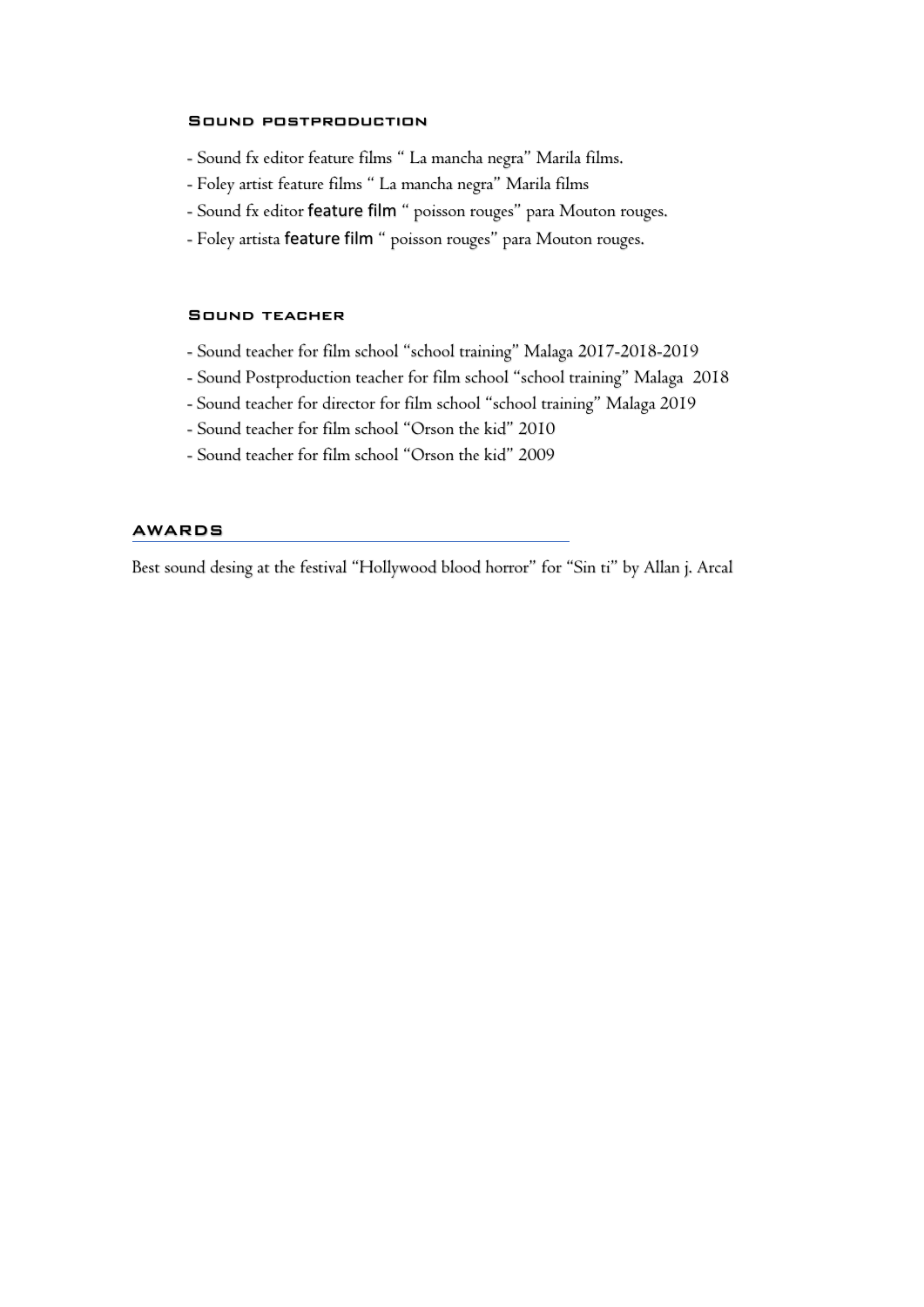### Sound postproduction

- Sound fx editor feature films " La mancha negra" Marila films.
- Foley artist feature films " La mancha negra" Marila films
- Sound fx editor feature film " poisson rouges" para Mouton rouges.
- Foley artista feature film " poisson rouges" para Mouton rouges.

### Sound teacher

- Sound teacher for film school "school training" Malaga 2017-2018-2019
- Sound Postproduction teacher for film school "school training" Malaga 2018
- Sound teacher for director for film school "school training" Malaga 2019
- Sound teacher for film school "Orson the kid" 2010
- Sound teacher for film school "Orson the kid" 2009

## AWARDS

Best sound desing at the festival "Hollywood blood horror" for "Sin ti" by Allan j. Arcal